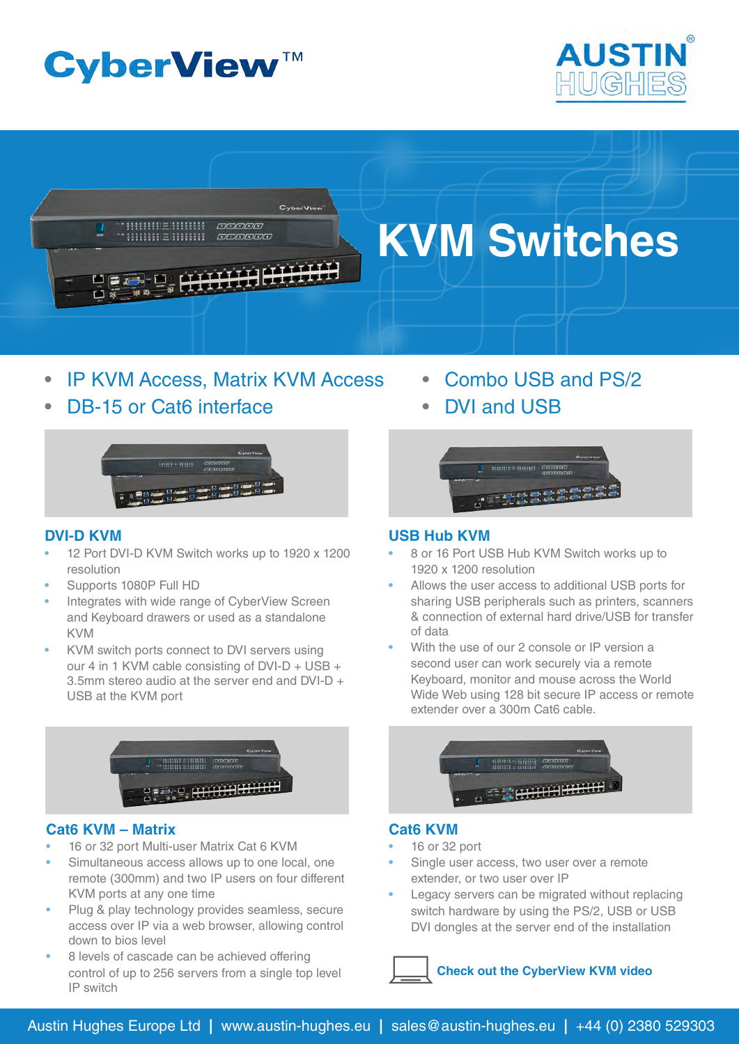CyberView™

AUSTIN HUGHES®

# KVM Switches

- IP KVM Access, Matrix KVM Access
- DB-15 or Cat6 interface
- Combo USB and PS/2
- DVI and USB

### DVI-D KVM

- 12 Port DVI-D KVM Switch works up to 1920 x 1200 resolution
- Supports 1080P Full HD
- Integrates with wide range of CyberView Screen and Keyboard drawers or used as a standalone KVM
- KVM switch ports connect to DVI servers using our 4 in 1 KVM cable consisting of DVI-D + USB + 3.5mm stereo audio at the server end and DVI-D + USB at the KVM port

### USB Hub KVM

- 8 or 16 Port USB Hub KVM Switch works up to 1920 x 1200 resolution
- Allows the user access to additional USB ports for sharing USB peripherals such as printers, scanners & connection of external hard drive/USB for transfer of data
- With the use of our 2 console or IP version a second user can work securely via a remote Keyboard, monitor and mouse across the World Wide Web using 128 bit secure IP access or remote extender over a 300m Cat6 cable.

### Cat6 KVM – Matrix

- 16 or 32 port Multi-user Matrix Cat 6 KVM
- Simultaneous access allows up to one local, one remote (300mm) and two IP users on four different KVM ports at any one time
- Plug & play technology provides seamless, secure access over IP via a web browser, allowing control down to bios level
- 8 levels of cascade can be achieved offering control of up to 256 servers from a single top level IP switch

### Cat6 KVM

- 16 or 32 port
- Single user access, two user over a remote extender, or two user over IP
- Legacy servers can be migrated without replacing switch hardware by using the PS/2, USB or USB DVI dongles at the server end of the installation

**Check out the CyberView KVM video**

Austin Hughes Europe Ltd | www.austin-hughes.eu | sales@austin-hughes.eu | +44 (0) 2380 529303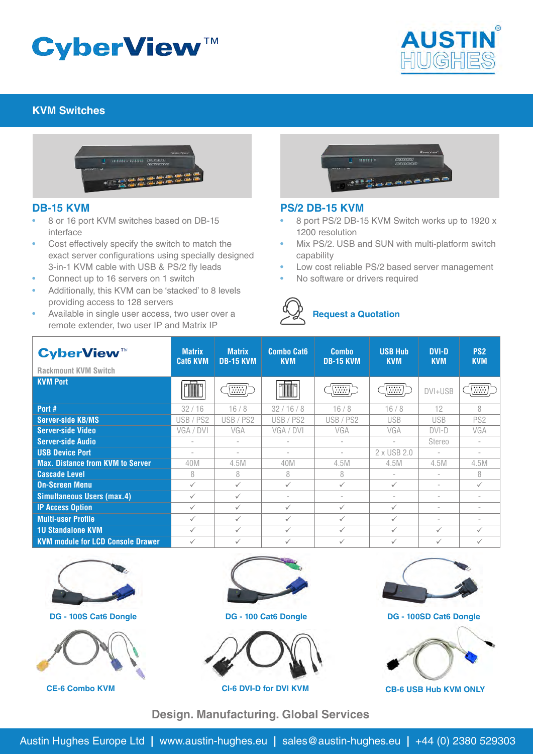# CyberView™

AUSTIN HUGHES

## KVM Switches

### DB-15 KVM

- 8 or 16 port KVM switches based on DB-15 interface
- Cost effectively specify the switch to match the exact server configurations using specially designed 3-in-1 KVM cable with USB & PS/2 fly leads
- Connect up to 16 servers on 1 switch
- Additionally, this KVM can be 'stacked' to 8 levels providing access to 128 servers
- Available in single user access, two user over a remote extender, two user IP and Matrix IP

### PS/2 DB-15 KVM

- 8 port PS/2 DB-15 KVM Switch works up to 1920 x 1200 resolution
- Mix PS/2. USB and SUN with multi-platform switch capability
- Low cost reliable PS/2 based server management
- No software or drivers required

**Request a Quotation**

| CyberView™ Rackmount KVM Switch | Matrix Cat6 KVM | Matrix DB-15 KVM | Combo Cat6 KVM | Combo DB-15 KVM | USB Hub KVM | DVI-D KVM | PS2 KVM |
|---|---|---|---|---|---|---|---|
| KVM Port | | | | | | DVI+USB | |
| Port # | 32 / 16 | 16 / 8 | 32 / 16 / 8 | 16 / 8 | 16 / 8 | 12 | 8 |
| Server-side KB/MS | USB / PS2 | USB / PS2 | USB / PS2 | USB / PS2 | USB | USB | PS2 |
| Server-side Video | VGA / DVI | VGA | VGA / DVI | VGA | VGA | DVI-D | VGA |
| Server-side Audio | - | - | - | - | - | Stereo | - |
| USB Device Port | - | - | - | - | 2 x USB 2.0 | - | - |
| Max. Distance from KVM to Server | 40M | 4.5M | 40M | 4.5M | 4.5M | 4.5M | 4.5M |
| Cascade Level | 8 | 8 | 8 | 8 | - | - | 8 |
| On-Screen Menu | ✓ | ✓ | ✓ | ✓ | ✓ | - | ✓ |
| Simultaneous Users (max.4) | ✓ | ✓ | - | - | - | - | - |
| IP Access Option | ✓ | ✓ | ✓ | ✓ | ✓ | - | - |
| Multi-user Profile | ✓ | ✓ | ✓ | ✓ | ✓ | - | - |
| 1U Standalone KVM | ✓ | ✓ | ✓ | ✓ | ✓ | ✓ | ✓ |
| KVM module for LCD Console Drawer | ✓ | ✓ | ✓ | ✓ | ✓ | ✓ | ✓ |

DG - 100S Cat6 Dongle

DG - 100 Cat6 Dongle

DG - 100SD Cat6 Dongle

CE-6 Combo KVM

CI-6 DVI-D for DVI KVM

CB-6 USB Hub KVM ONLY

**Design. Manufacturing. Global Services**

Austin Hughes Europe Ltd | www.austin-hughes.eu | sales@austin-hughes.eu | +44 (0) 2380 529303